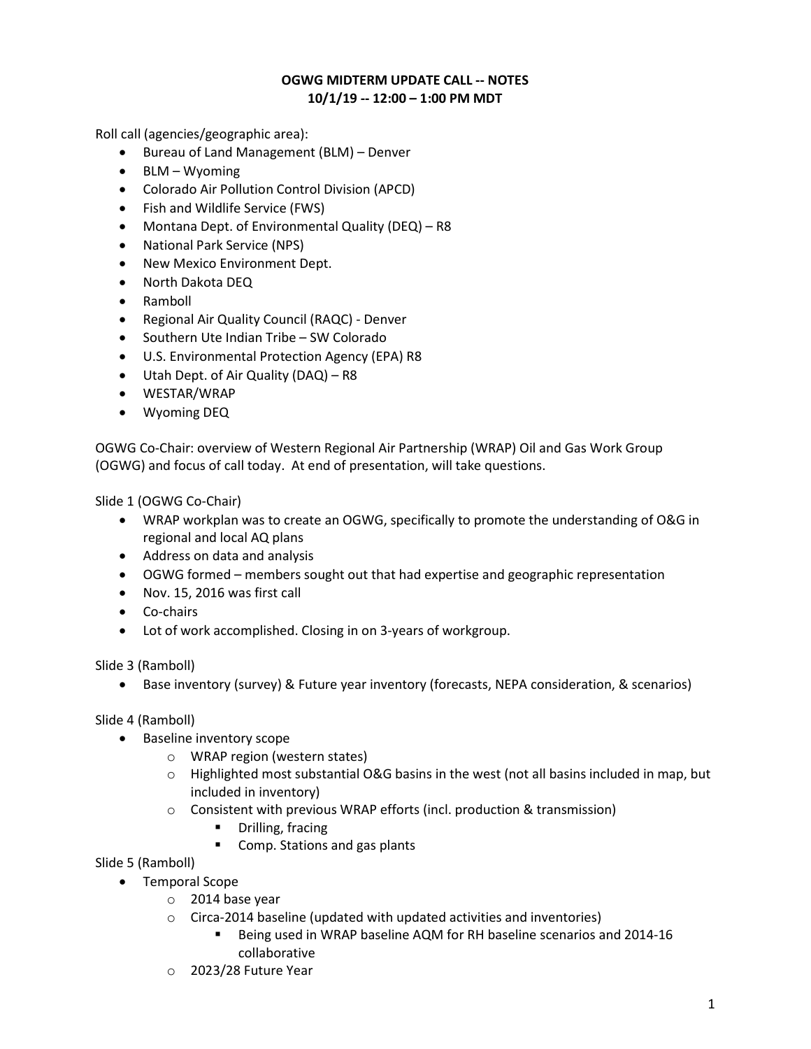# OGWG MIDTERM UPDATE CALL -- NOTES
## 10/1/19 -- 12:00 – 1:00 PM MDT

Roll call (agencies/geographic area):

- Bureau of Land Management (BLM) – Denver
- BLM – Wyoming
- Colorado Air Pollution Control Division (APCD)
- Fish and Wildlife Service (FWS)
- Montana Dept. of Environmental Quality (DEQ) – R8
- National Park Service (NPS)
- New Mexico Environment Dept.
- North Dakota DEQ
- Ramboll
- Regional Air Quality Council (RAQC) - Denver
- Southern Ute Indian Tribe – SW Colorado
- U.S. Environmental Protection Agency (EPA) R8
- Utah Dept. of Air Quality (DAQ) – R8
- WESTAR/WRAP
- Wyoming DEQ

OGWG Co-Chair: overview of Western Regional Air Partnership (WRAP) Oil and Gas Work Group (OGWG) and focus of call today. At end of presentation, will take questions.

Slide 1 (OGWG Co-Chair)

- WRAP workplan was to create an OGWG, specifically to promote the understanding of O&G in regional and local AQ plans
- Address on data and analysis
- OGWG formed – members sought out that had expertise and geographic representation
- Nov. 15, 2016 was first call
- Co-chairs
- Lot of work accomplished. Closing in on 3-years of workgroup.

Slide 3 (Ramboll)

- Base inventory (survey) & Future year inventory (forecasts, NEPA consideration, & scenarios)

Slide 4 (Ramboll)

- Baseline inventory scope
  - WRAP region (western states)
  - Highlighted most substantial O&G basins in the west (not all basins included in map, but included in inventory)
  - Consistent with previous WRAP efforts (incl. production & transmission)
    - Drilling, fracing
    - Comp. Stations and gas plants

Slide 5 (Ramboll)

- Temporal Scope
  - 2014 base year
  - Circa-2014 baseline (updated with updated activities and inventories)
    - Being used in WRAP baseline AQM for RH baseline scenarios and 2014-16 collaborative
  - 2023/28 Future Year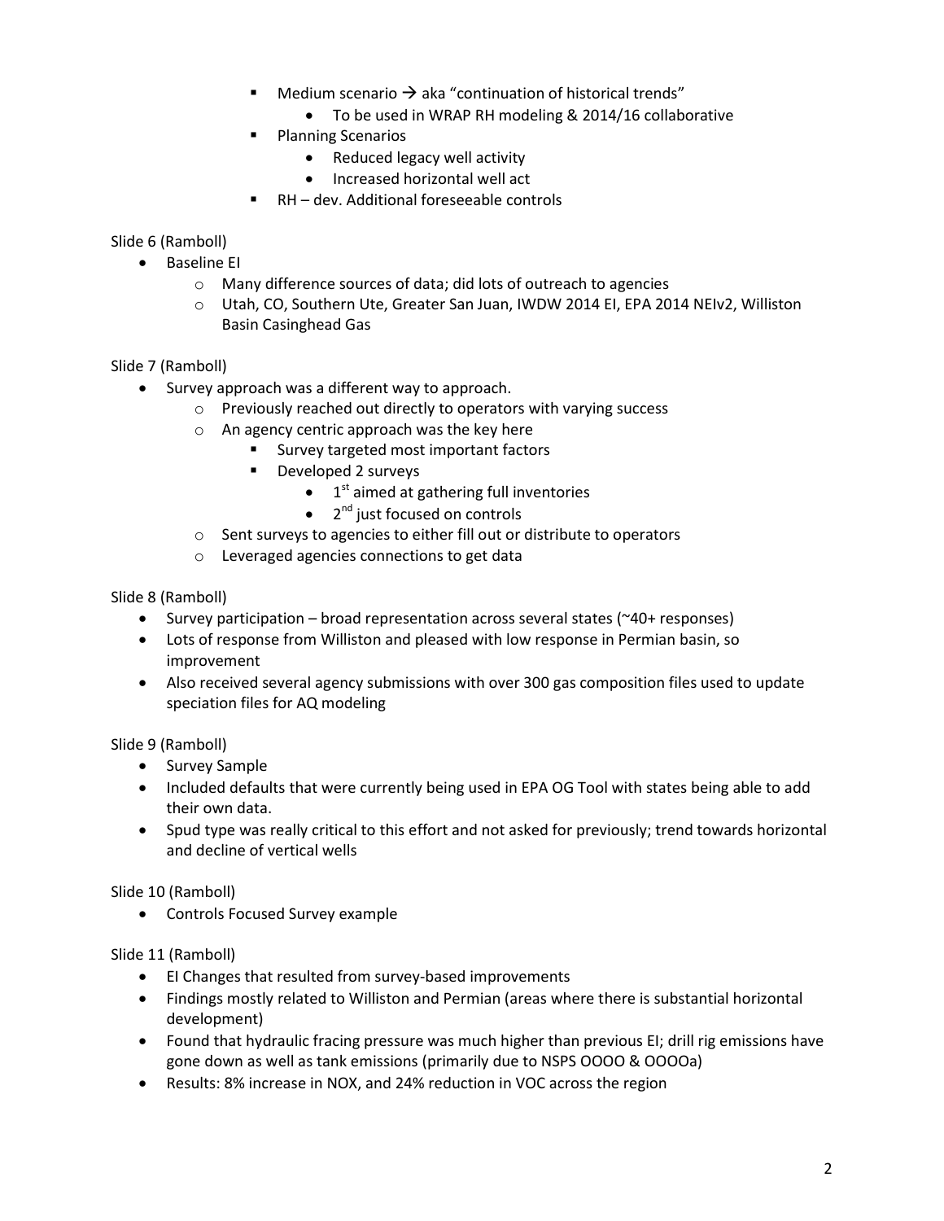- Medium scenario → aka "continuation of historical trends"
            - To be used in WRAP RH modeling & 2014/16 collaborative
        - Planning Scenarios
            - Reduced legacy well activity
            - Increased horizontal well act
        - RH – dev. Additional foreseeable controls

Slide 6 (Ramboll)

- Baseline EI
    - Many difference sources of data; did lots of outreach to agencies
    - Utah, CO, Southern Ute, Greater San Juan, IWDW 2014 EI, EPA 2014 NEIv2, Williston Basin Casinghead Gas

Slide 7 (Ramboll)

- Survey approach was a different way to approach.
    - Previously reached out directly to operators with varying success
    - An agency centric approach was the key here
        - Survey targeted most important factors
        - Developed 2 surveys
            - 1st aimed at gathering full inventories
            - 2nd just focused on controls
    - Sent surveys to agencies to either fill out or distribute to operators
    - Leveraged agencies connections to get data

Slide 8 (Ramboll)

- Survey participation – broad representation across several states (~40+ responses)
- Lots of response from Williston and pleased with low response in Permian basin, so improvement
- Also received several agency submissions with over 300 gas composition files used to update speciation files for AQ modeling

Slide 9 (Ramboll)

- Survey Sample
- Included defaults that were currently being used in EPA OG Tool with states being able to add their own data.
- Spud type was really critical to this effort and not asked for previously; trend towards horizontal and decline of vertical wells

Slide 10 (Ramboll)

- Controls Focused Survey example

Slide 11 (Ramboll)

- EI Changes that resulted from survey-based improvements
- Findings mostly related to Williston and Permian (areas where there is substantial horizontal development)
- Found that hydraulic fracing pressure was much higher than previous EI; drill rig emissions have gone down as well as tank emissions (primarily due to NSPS OOOO & OOOOa)
- Results: 8% increase in NOX, and 24% reduction in VOC across the region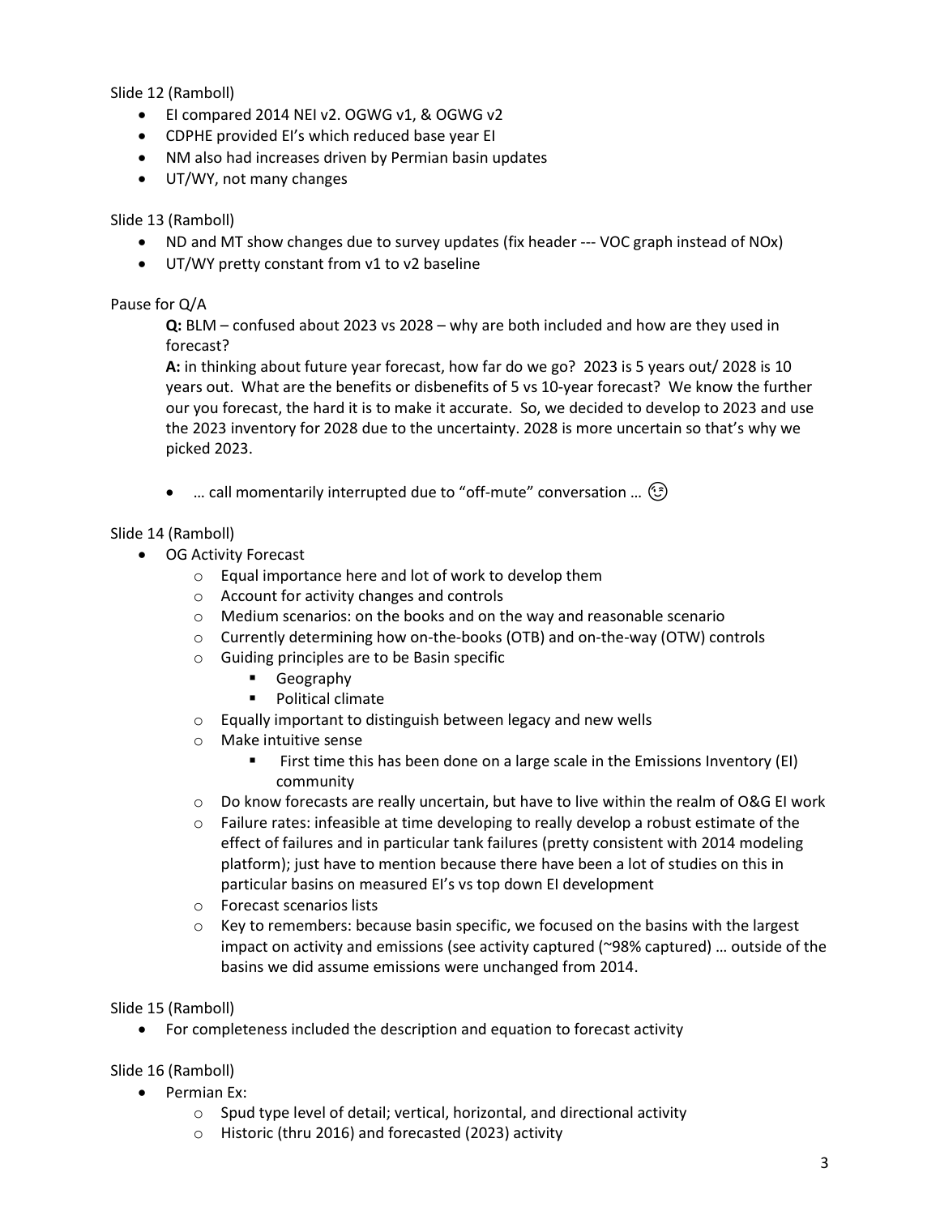Slide 12 (Ramboll)

- EI compared 2014 NEI v2. OGWG v1, & OGWG v2
- CDPHE provided EI's which reduced base year EI
- NM also had increases driven by Permian basin updates
- UT/WY, not many changes

Slide 13 (Ramboll)

- ND and MT show changes due to survey updates (fix header --- VOC graph instead of NOx)
- UT/WY pretty constant from v1 to v2 baseline

Pause for Q/A

> **Q:** BLM – confused about 2023 vs 2028 – why are both included and how are they used in forecast?
>
> **A:** in thinking about future year forecast, how far do we go? 2023 is 5 years out/ 2028 is 10 years out. What are the benefits or disbenefits of 5 vs 10-year forecast? We know the further our you forecast, the hard it is to make it accurate. So, we decided to develop to 2023 and use the 2023 inventory for 2028 due to the uncertainty. 2028 is more uncertain so that's why we picked 2023.
>
> - … call momentarily interrupted due to "off-mute" conversation … 😉

Slide 14 (Ramboll)

- OG Activity Forecast
  - Equal importance here and lot of work to develop them
  - Account for activity changes and controls
  - Medium scenarios: on the books and on the way and reasonable scenario
  - Currently determining how on-the-books (OTB) and on-the-way (OTW) controls
  - Guiding principles are to be Basin specific
    - Geography
    - Political climate
  - Equally important to distinguish between legacy and new wells
  - Make intuitive sense
    - First time this has been done on a large scale in the Emissions Inventory (EI) community
  - Do know forecasts are really uncertain, but have to live within the realm of O&G EI work
  - Failure rates: infeasible at time developing to really develop a robust estimate of the effect of failures and in particular tank failures (pretty consistent with 2014 modeling platform); just have to mention because there have been a lot of studies on this in particular basins on measured EI's vs top down EI development
  - Forecast scenarios lists
  - Key to remembers: because basin specific, we focused on the basins with the largest impact on activity and emissions (see activity captured (~98% captured) … outside of the basins we did assume emissions were unchanged from 2014.

Slide 15 (Ramboll)

- For completeness included the description and equation to forecast activity

Slide 16 (Ramboll)

- Permian Ex:
  - Spud type level of detail; vertical, horizontal, and directional activity
  - Historic (thru 2016) and forecasted (2023) activity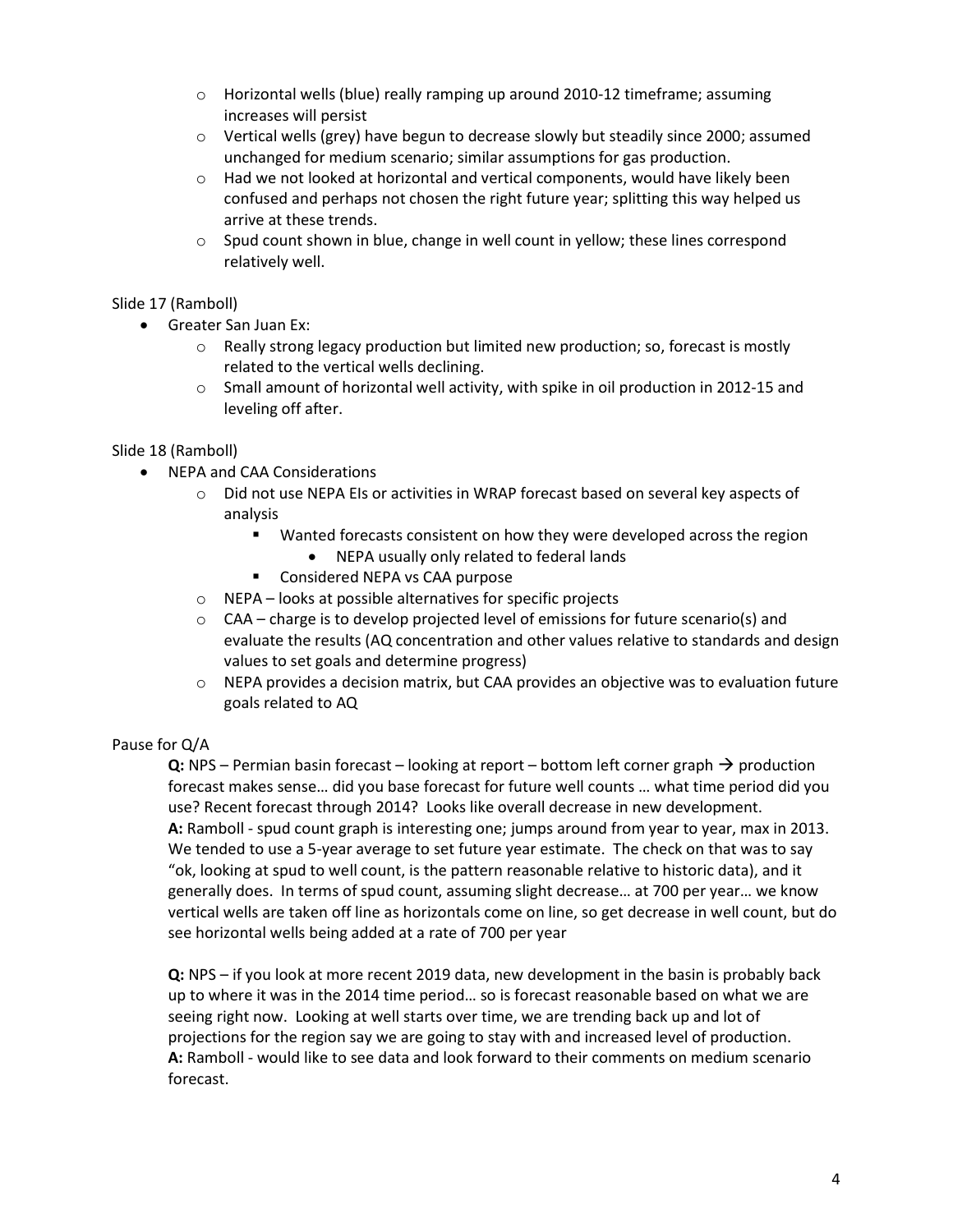- Horizontal wells (blue) really ramping up around 2010-12 timeframe; assuming increases will persist
- Vertical wells (grey) have begun to decrease slowly but steadily since 2000; assumed unchanged for medium scenario; similar assumptions for gas production.
- Had we not looked at horizontal and vertical components, would have likely been confused and perhaps not chosen the right future year; splitting this way helped us arrive at these trends.
- Spud count shown in blue, change in well count in yellow; these lines correspond relatively well.

Slide 17 (Ramboll)

- Greater San Juan Ex:
  - Really strong legacy production but limited new production; so, forecast is mostly related to the vertical wells declining.
  - Small amount of horizontal well activity, with spike in oil production in 2012-15 and leveling off after.

Slide 18 (Ramboll)

- NEPA and CAA Considerations
  - Did not use NEPA EIs or activities in WRAP forecast based on several key aspects of analysis
    - Wanted forecasts consistent on how they were developed across the region
      - NEPA usually only related to federal lands
    - Considered NEPA vs CAA purpose
  - NEPA – looks at possible alternatives for specific projects
  - CAA – charge is to develop projected level of emissions for future scenario(s) and evaluate the results (AQ concentration and other values relative to standards and design values to set goals and determine progress)
  - NEPA provides a decision matrix, but CAA provides an objective was to evaluation future goals related to AQ

Pause for Q/A

**Q:** NPS – Permian basin forecast – looking at report – bottom left corner graph → production forecast makes sense… did you base forecast for future well counts … what time period did you use? Recent forecast through 2014? Looks like overall decrease in new development.
**A:** Ramboll - spud count graph is interesting one; jumps around from year to year, max in 2013. We tended to use a 5-year average to set future year estimate. The check on that was to say "ok, looking at spud to well count, is the pattern reasonable relative to historic data), and it generally does. In terms of spud count, assuming slight decrease… at 700 per year… we know vertical wells are taken off line as horizontals come on line, so get decrease in well count, but do see horizontal wells being added at a rate of 700 per year

**Q:** NPS – if you look at more recent 2019 data, new development in the basin is probably back up to where it was in the 2014 time period… so is forecast reasonable based on what we are seeing right now. Looking at well starts over time, we are trending back up and lot of projections for the region say we are going to stay with and increased level of production.
**A:** Ramboll - would like to see data and look forward to their comments on medium scenario forecast.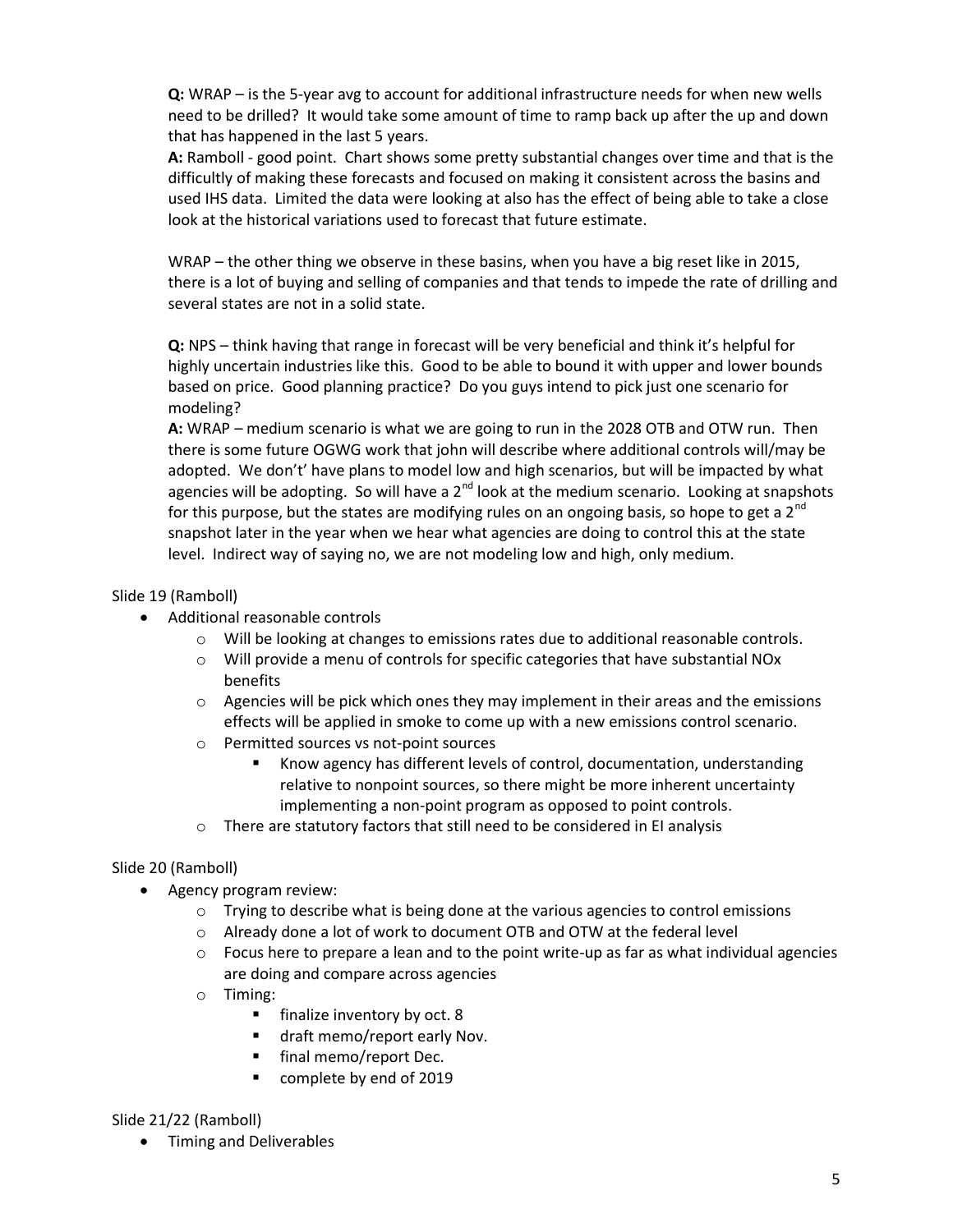**Q:** WRAP – is the 5-year avg to account for additional infrastructure needs for when new wells need to be drilled? It would take some amount of time to ramp back up after the up and down that has happened in the last 5 years.

**A:** Ramboll - good point. Chart shows some pretty substantial changes over time and that is the difficultly of making these forecasts and focused on making it consistent across the basins and used IHS data. Limited the data were looking at also has the effect of being able to take a close look at the historical variations used to forecast that future estimate.

WRAP – the other thing we observe in these basins, when you have a big reset like in 2015, there is a lot of buying and selling of companies and that tends to impede the rate of drilling and several states are not in a solid state.

**Q:** NPS – think having that range in forecast will be very beneficial and think it's helpful for highly uncertain industries like this. Good to be able to bound it with upper and lower bounds based on price. Good planning practice? Do you guys intend to pick just one scenario for modeling?

**A:** WRAP – medium scenario is what we are going to run in the 2028 OTB and OTW run. Then there is some future OGWG work that john will describe where additional controls will/may be adopted. We don't' have plans to model low and high scenarios, but will be impacted by what agencies will be adopting. So will have a 2nd look at the medium scenario. Looking at snapshots for this purpose, but the states are modifying rules on an ongoing basis, so hope to get a 2nd snapshot later in the year when we hear what agencies are doing to control this at the state level. Indirect way of saying no, we are not modeling low and high, only medium.

Slide 19 (Ramboll)

- Additional reasonable controls
  - Will be looking at changes to emissions rates due to additional reasonable controls.
  - Will provide a menu of controls for specific categories that have substantial NOx benefits
  - Agencies will be pick which ones they may implement in their areas and the emissions effects will be applied in smoke to come up with a new emissions control scenario.
  - Permitted sources vs not-point sources
    - Know agency has different levels of control, documentation, understanding relative to nonpoint sources, so there might be more inherent uncertainty implementing a non-point program as opposed to point controls.
  - There are statutory factors that still need to be considered in EI analysis

Slide 20 (Ramboll)

- Agency program review:
  - Trying to describe what is being done at the various agencies to control emissions
  - Already done a lot of work to document OTB and OTW at the federal level
  - Focus here to prepare a lean and to the point write-up as far as what individual agencies are doing and compare across agencies
  - Timing:
    - finalize inventory by oct. 8
    - draft memo/report early Nov.
    - final memo/report Dec.
    - complete by end of 2019

Slide 21/22 (Ramboll)

- Timing and Deliverables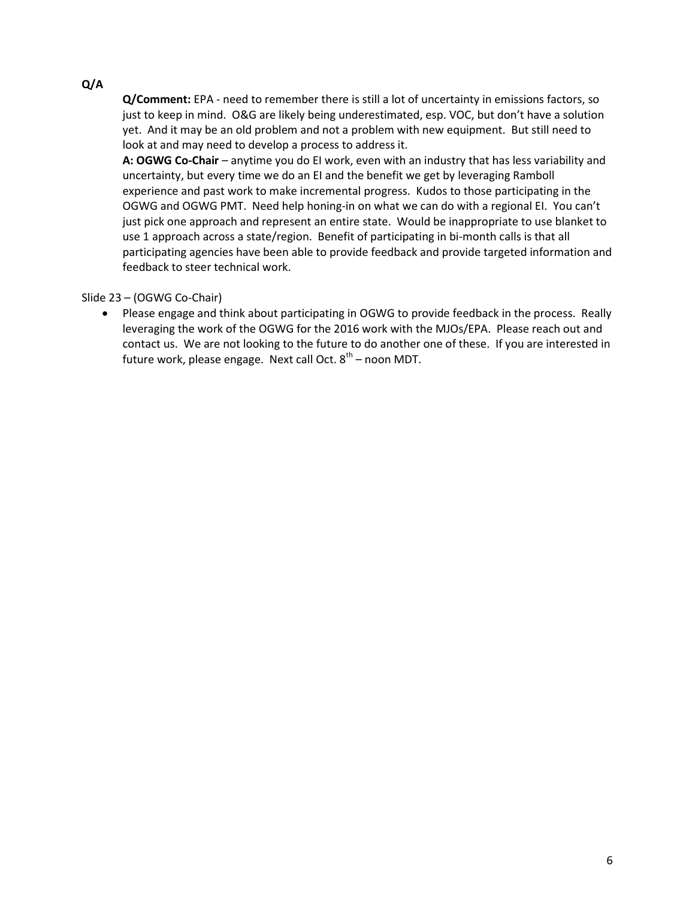**Q/A**

**Q/Comment:** EPA - need to remember there is still a lot of uncertainty in emissions factors, so just to keep in mind. O&G are likely being underestimated, esp. VOC, but don't have a solution yet. And it may be an old problem and not a problem with new equipment. But still need to look at and may need to develop a process to address it.

**A: OGWG Co-Chair** – anytime you do EI work, even with an industry that has less variability and uncertainty, but every time we do an EI and the benefit we get by leveraging Ramboll experience and past work to make incremental progress. Kudos to those participating in the OGWG and OGWG PMT. Need help honing-in on what we can do with a regional EI. You can't just pick one approach and represent an entire state. Would be inappropriate to use blanket to use 1 approach across a state/region. Benefit of participating in bi-month calls is that all participating agencies have been able to provide feedback and provide targeted information and feedback to steer technical work.

Slide 23 – (OGWG Co-Chair)

- Please engage and think about participating in OGWG to provide feedback in the process. Really leveraging the work of the OGWG for the 2016 work with the MJOs/EPA. Please reach out and contact us. We are not looking to the future to do another one of these. If you are interested in future work, please engage. Next call Oct. 8th – noon MDT.